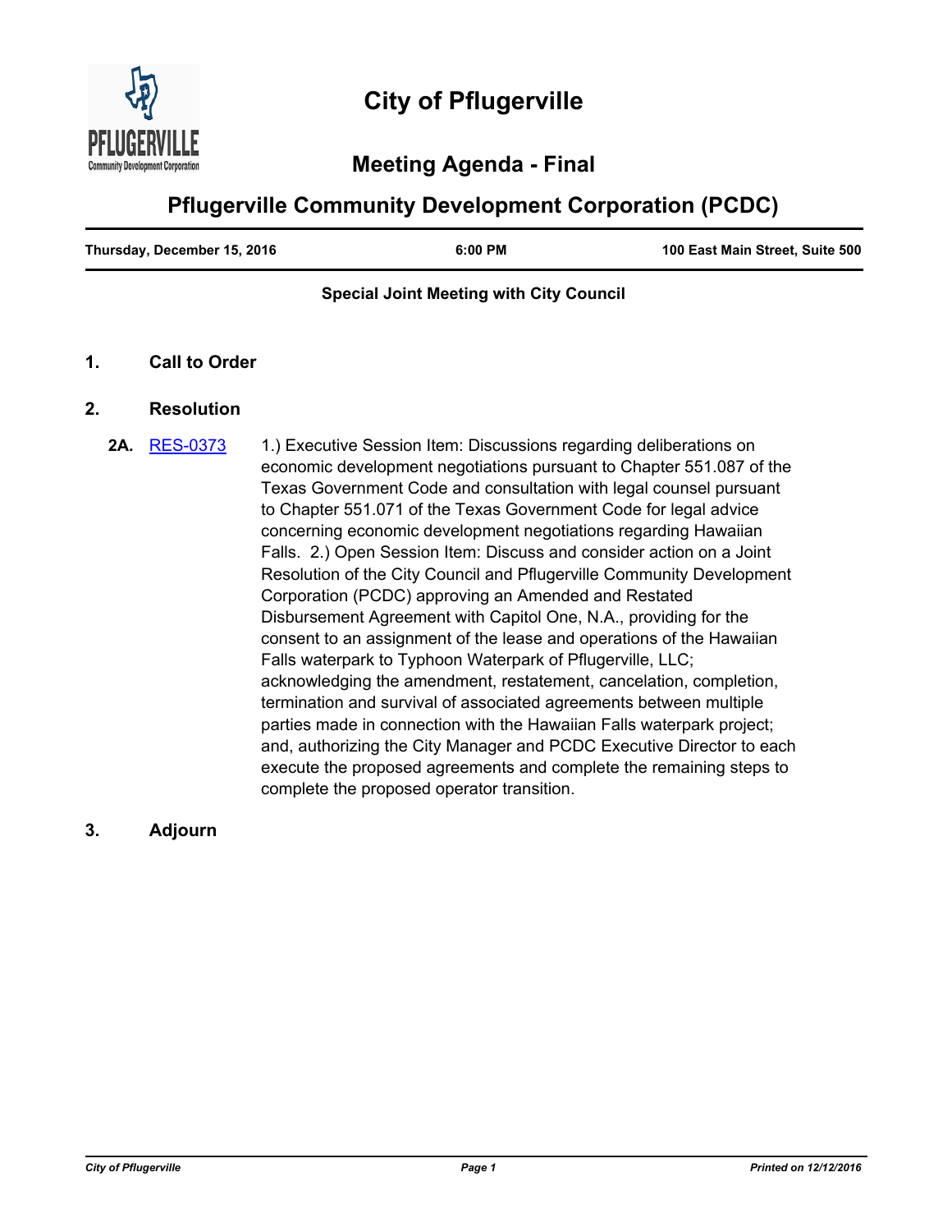# City of Pflugerville

## Meeting Agenda - Final

## Pflugerville Community Development Corporation (PCDC)

| Thursday, December 15, 2016 | 6:00 PM | 100 East Main Street, Suite 500 |
|---|---|---|

**Special Joint Meeting with City Council**

### 1. Call to Order

### 2. Resolution

**2A.** [RES-0373](RES-0373) 1.) Executive Session Item: Discussions regarding deliberations on economic development negotiations pursuant to Chapter 551.087 of the Texas Government Code and consultation with legal counsel pursuant to Chapter 551.071 of the Texas Government Code for legal advice concerning economic development negotiations regarding Hawaiian Falls. 2.) Open Session Item: Discuss and consider action on a Joint Resolution of the City Council and Pflugerville Community Development Corporation (PCDC) approving an Amended and Restated Disbursement Agreement with Capitol One, N.A., providing for the consent to an assignment of the lease and operations of the Hawaiian Falls waterpark to Typhoon Waterpark of Pflugerville, LLC; acknowledging the amendment, restatement, cancelation, completion, termination and survival of associated agreements between multiple parties made in connection with the Hawaiian Falls waterpark project; and, authorizing the City Manager and PCDC Executive Director to each execute the proposed agreements and complete the remaining steps to complete the proposed operator transition.

### 3. Adjourn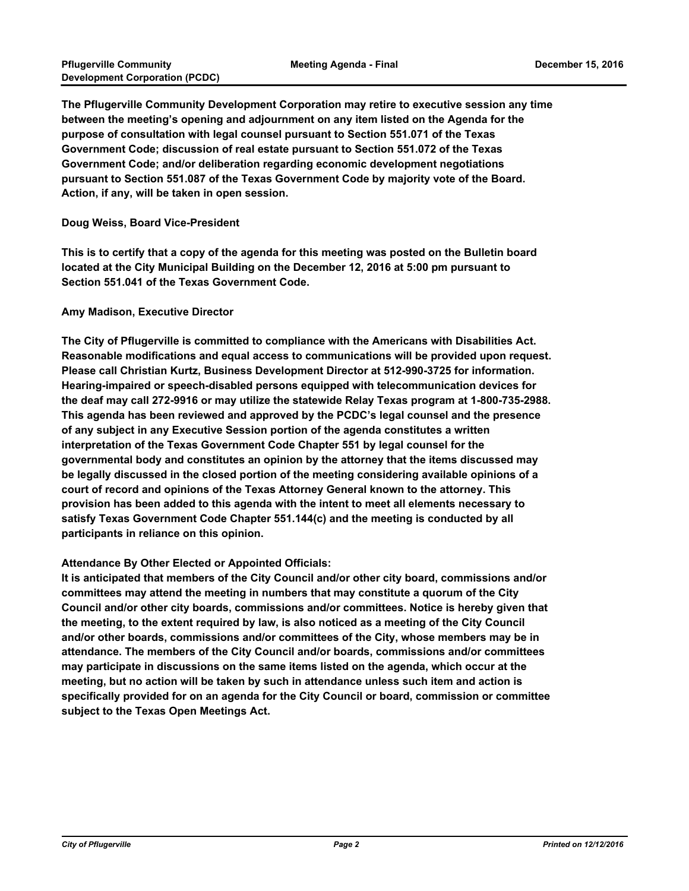**The Pflugerville Community Development Corporation may retire to executive session any time between the meeting's opening and adjournment on any item listed on the Agenda for the purpose of consultation with legal counsel pursuant to Section 551.071 of the Texas Government Code; discussion of real estate pursuant to Section 551.072 of the Texas Government Code; and/or deliberation regarding economic development negotiations pursuant to Section 551.087 of the Texas Government Code by majority vote of the Board. Action, if any, will be taken in open session.**

**Doug Weiss, Board Vice-President**

**This is to certify that a copy of the agenda for this meeting was posted on the Bulletin board located at the City Municipal Building on the December 12, 2016 at 5:00 pm pursuant to Section 551.041 of the Texas Government Code.**

**Amy Madison, Executive Director**

**The City of Pflugerville is committed to compliance with the Americans with Disabilities Act. Reasonable modifications and equal access to communications will be provided upon request. Please call Christian Kurtz, Business Development Director at 512-990-3725 for information. Hearing-impaired or speech-disabled persons equipped with telecommunication devices for the deaf may call 272-9916 or may utilize the statewide Relay Texas program at 1-800-735-2988. This agenda has been reviewed and approved by the PCDC's legal counsel and the presence of any subject in any Executive Session portion of the agenda constitutes a written interpretation of the Texas Government Code Chapter 551 by legal counsel for the governmental body and constitutes an opinion by the attorney that the items discussed may be legally discussed in the closed portion of the meeting considering available opinions of a court of record and opinions of the Texas Attorney General known to the attorney. This provision has been added to this agenda with the intent to meet all elements necessary to satisfy Texas Government Code Chapter 551.144(c) and the meeting is conducted by all participants in reliance on this opinion.**

**Attendance By Other Elected or Appointed Officials:**
**It is anticipated that members of the City Council and/or other city board, commissions and/or committees may attend the meeting in numbers that may constitute a quorum of the City Council and/or other city boards, commissions and/or committees. Notice is hereby given that the meeting, to the extent required by law, is also noticed as a meeting of the City Council and/or other boards, commissions and/or committees of the City, whose members may be in attendance. The members of the City Council and/or boards, commissions and/or committees may participate in discussions on the same items listed on the agenda, which occur at the meeting, but no action will be taken by such in attendance unless such item and action is specifically provided for on an agenda for the City Council or board, commission or committee subject to the Texas Open Meetings Act.**